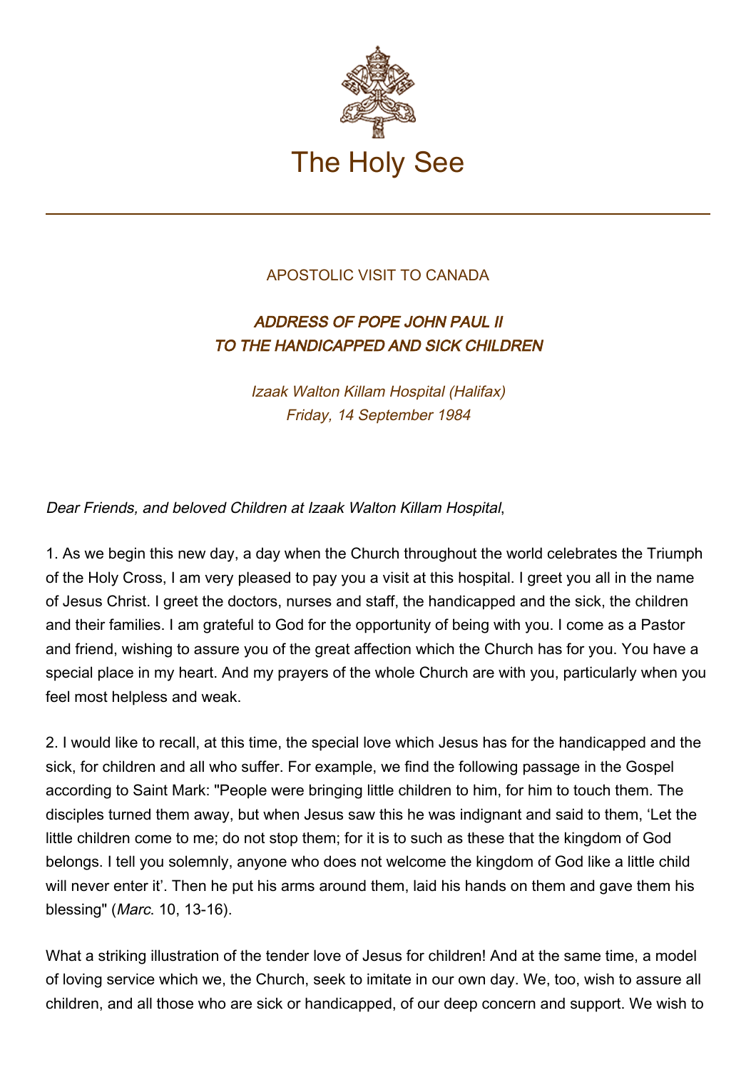# The Holy See

APOSTOLIC VISIT TO CANADA

## *ADDRESS OF POPE JOHN PAUL II TO THE HANDICAPPED AND SICK CHILDREN*

*Izaak Walton Killam Hospital (Halifax)*
*Friday, 14 September 1984*

*Dear Friends, and beloved Children at Izaak Walton Killam Hospital*,

1. As we begin this new day, a day when the Church throughout the world celebrates the Triumph of the Holy Cross, I am very pleased to pay you a visit at this hospital. I greet you all in the name of Jesus Christ. I greet the doctors, nurses and staff, the handicapped and the sick, the children and their families. I am grateful to God for the opportunity of being with you. I come as a Pastor and friend, wishing to assure you of the great affection which the Church has for you. You have a special place in my heart. And my prayers of the whole Church are with you, particularly when you feel most helpless and weak.

2. I would like to recall, at this time, the special love which Jesus has for the handicapped and the sick, for children and all who suffer. For example, we find the following passage in the Gospel according to Saint Mark: "People were bringing little children to him, for him to touch them. The disciples turned them away, but when Jesus saw this he was indignant and said to them, 'Let the little children come to me; do not stop them; for it is to such as these that the kingdom of God belongs. I tell you solemnly, anyone who does not welcome the kingdom of God like a little child will never enter it'. Then he put his arms around them, laid his hands on them and gave them his blessing" (*Marc.* 10, 13-16).

What a striking illustration of the tender love of Jesus for children! And at the same time, a model of loving service which we, the Church, seek to imitate in our own day. We, too, wish to assure all children, and all those who are sick or handicapped, of our deep concern and support. We wish to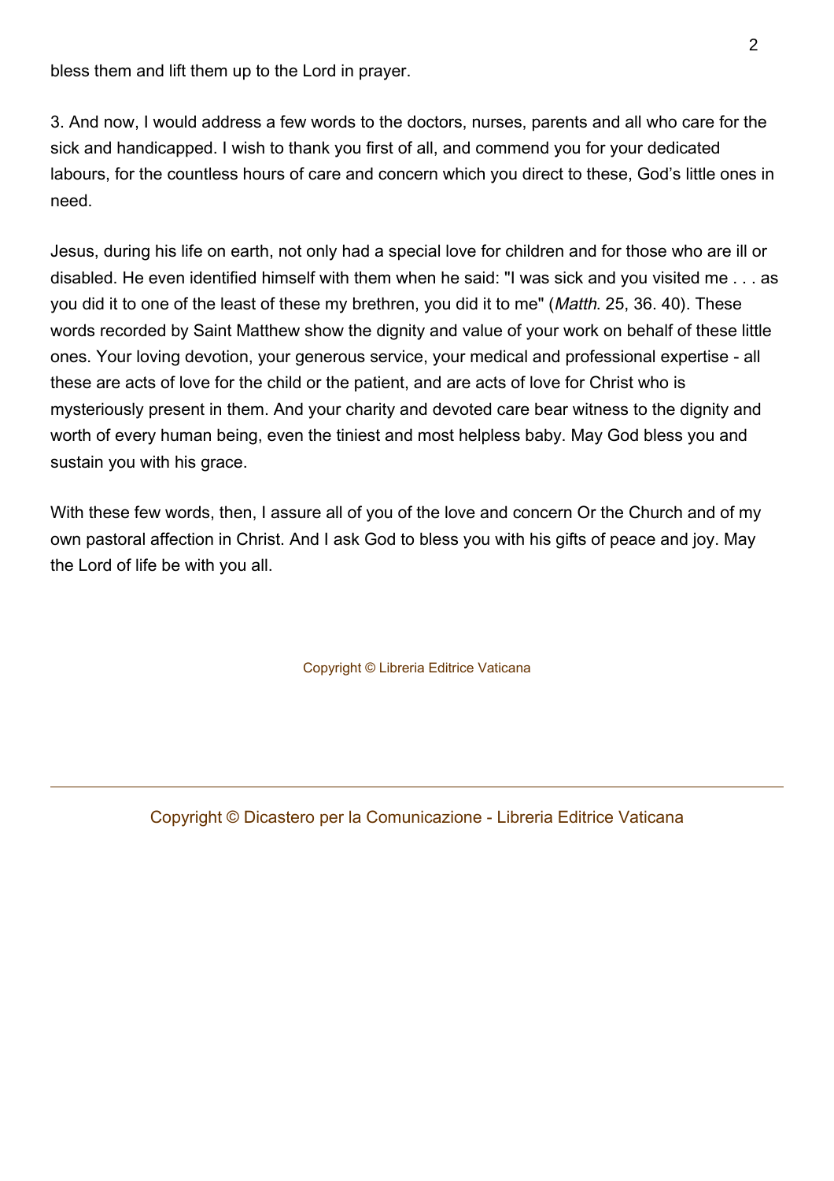bless them and lift them up to the Lord in prayer.

3. And now, I would address a few words to the doctors, nurses, parents and all who care for the sick and handicapped. I wish to thank you first of all, and commend you for your dedicated labours, for the countless hours of care and concern which you direct to these, God's little ones in need.

Jesus, during his life on earth, not only had a special love for children and for those who are ill or disabled. He even identified himself with them when he said: "I was sick and you visited me . . . as you did it to one of the least of these my brethren, you did it to me" (*Matth*. 25, 36. 40). These words recorded by Saint Matthew show the dignity and value of your work on behalf of these little ones. Your loving devotion, your generous service, your medical and professional expertise - all these are acts of love for the child or the patient, and are acts of love for Christ who is mysteriously present in them. And your charity and devoted care bear witness to the dignity and worth of every human being, even the tiniest and most helpless baby. May God bless you and sustain you with his grace.

With these few words, then, I assure all of you of the love and concern Or the Church and of my own pastoral affection in Christ. And I ask God to bless you with his gifts of peace and joy. May the Lord of life be with you all.

Copyright © Libreria Editrice Vaticana

---

Copyright © Dicastero per la Comunicazione - Libreria Editrice Vaticana